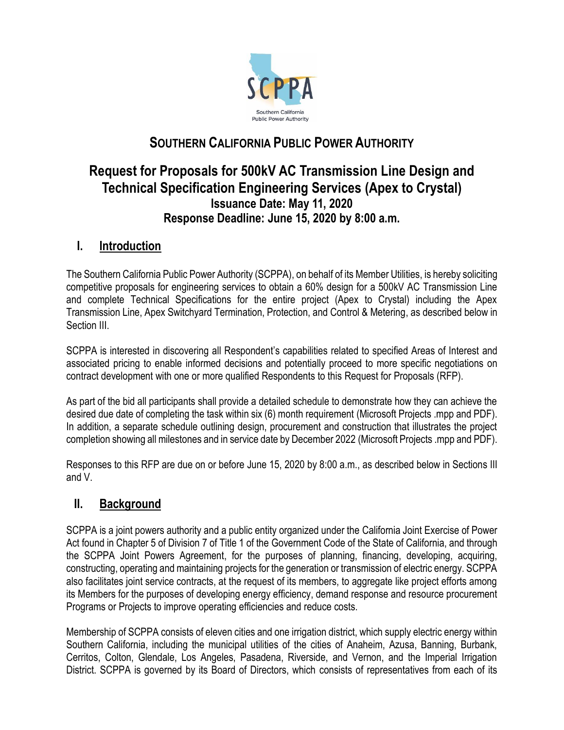# SOUTHERN CALIFORNIA PUBLIC POWER AUTHORITY

## Request for Proposals for 500kV AC Transmission Line Design and Technical Specification Engineering Services (Apex to Crystal)

**Issuance Date: May 11, 2020**
**Response Deadline: June 15, 2020 by 8:00 a.m.**

## I. Introduction

The Southern California Public Power Authority (SCPPA), on behalf of its Member Utilities, is hereby soliciting competitive proposals for engineering services to obtain a 60% design for a 500kV AC Transmission Line and complete Technical Specifications for the entire project (Apex to Crystal) including the Apex Transmission Line, Apex Switchyard Termination, Protection, and Control & Metering, as described below in Section III.

SCPPA is interested in discovering all Respondent's capabilities related to specified Areas of Interest and associated pricing to enable informed decisions and potentially proceed to more specific negotiations on contract development with one or more qualified Respondents to this Request for Proposals (RFP).

As part of the bid all participants shall provide a detailed schedule to demonstrate how they can achieve the desired due date of completing the task within six (6) month requirement (Microsoft Projects .mpp and PDF). In addition, a separate schedule outlining design, procurement and construction that illustrates the project completion showing all milestones and in service date by December 2022 (Microsoft Projects .mpp and PDF).

Responses to this RFP are due on or before June 15, 2020 by 8:00 a.m., as described below in Sections III and V.

## II. Background

SCPPA is a joint powers authority and a public entity organized under the California Joint Exercise of Power Act found in Chapter 5 of Division 7 of Title 1 of the Government Code of the State of California, and through the SCPPA Joint Powers Agreement, for the purposes of planning, financing, developing, acquiring, constructing, operating and maintaining projects for the generation or transmission of electric energy. SCPPA also facilitates joint service contracts, at the request of its members, to aggregate like project efforts among its Members for the purposes of developing energy efficiency, demand response and resource procurement Programs or Projects to improve operating efficiencies and reduce costs.

Membership of SCPPA consists of eleven cities and one irrigation district, which supply electric energy within Southern California, including the municipal utilities of the cities of Anaheim, Azusa, Banning, Burbank, Cerritos, Colton, Glendale, Los Angeles, Pasadena, Riverside, and Vernon, and the Imperial Irrigation District. SCPPA is governed by its Board of Directors, which consists of representatives from each of its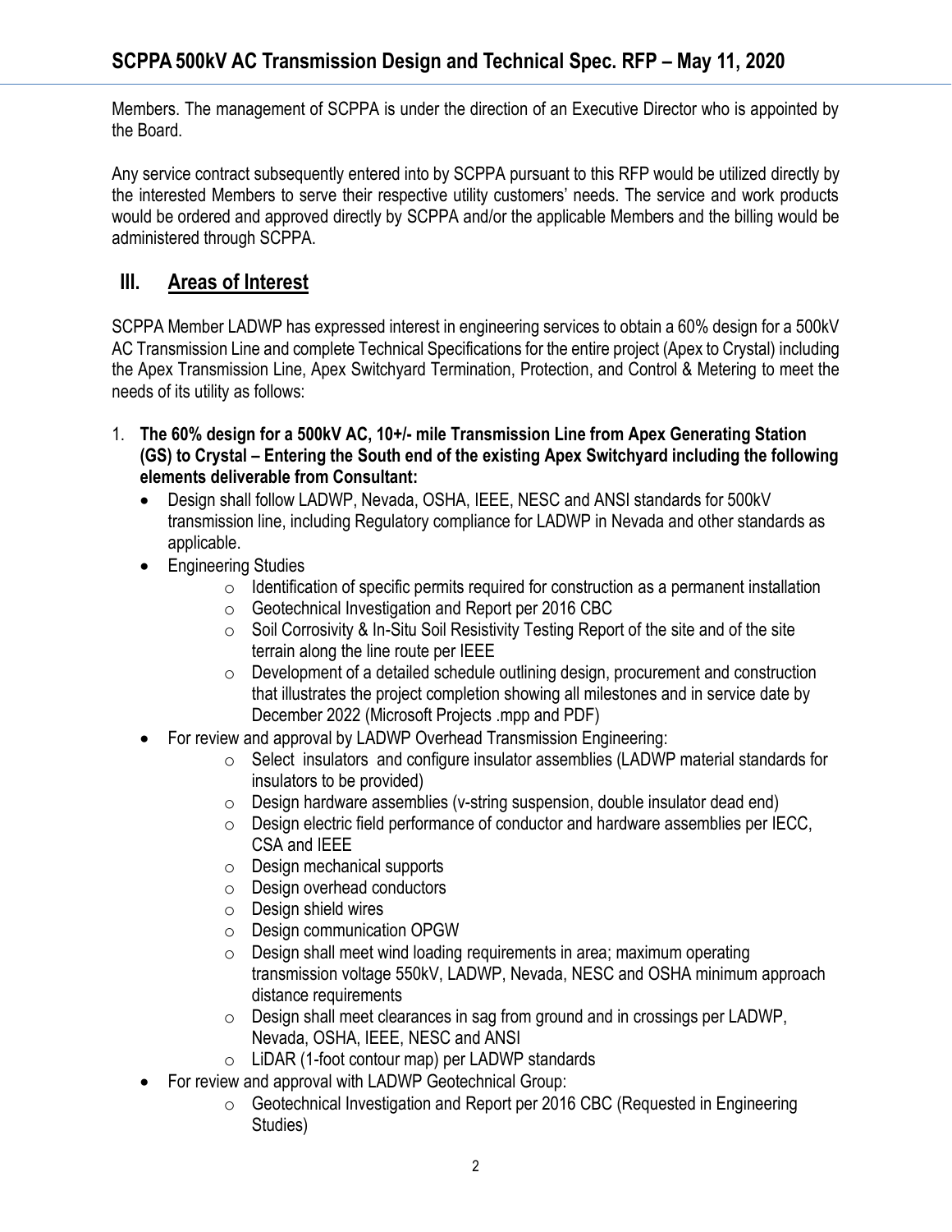Members. The management of SCPPA is under the direction of an Executive Director who is appointed by the Board.

Any service contract subsequently entered into by SCPPA pursuant to this RFP would be utilized directly by the interested Members to serve their respective utility customers' needs. The service and work products would be ordered and approved directly by SCPPA and/or the applicable Members and the billing would be administered through SCPPA.

## III. Areas of Interest

SCPPA Member LADWP has expressed interest in engineering services to obtain a 60% design for a 500kV AC Transmission Line and complete Technical Specifications for the entire project (Apex to Crystal) including the Apex Transmission Line, Apex Switchyard Termination, Protection, and Control & Metering to meet the needs of its utility as follows:

1. **The 60% design for a 500kV AC, 10+/- mile Transmission Line from Apex Generating Station (GS) to Crystal – Entering the South end of the existing Apex Switchyard including the following elements deliverable from Consultant:**
   - Design shall follow LADWP, Nevada, OSHA, IEEE, NESC and ANSI standards for 500kV transmission line, including Regulatory compliance for LADWP in Nevada and other standards as applicable.
   - Engineering Studies
     - Identification of specific permits required for construction as a permanent installation
     - Geotechnical Investigation and Report per 2016 CBC
     - Soil Corrosivity & In-Situ Soil Resistivity Testing Report of the site and of the site terrain along the line route per IEEE
     - Development of a detailed schedule outlining design, procurement and construction that illustrates the project completion showing all milestones and in service date by December 2022 (Microsoft Projects .mpp and PDF)
   - For review and approval by LADWP Overhead Transmission Engineering:
     - Select insulators and configure insulator assemblies (LADWP material standards for insulators to be provided)
     - Design hardware assemblies (v-string suspension, double insulator dead end)
     - Design electric field performance of conductor and hardware assemblies per IECC, CSA and IEEE
     - Design mechanical supports
     - Design overhead conductors
     - Design shield wires
     - Design communication OPGW
     - Design shall meet wind loading requirements in area; maximum operating transmission voltage 550kV, LADWP, Nevada, NESC and OSHA minimum approach distance requirements
     - Design shall meet clearances in sag from ground and in crossings per LADWP, Nevada, OSHA, IEEE, NESC and ANSI
     - LiDAR (1-foot contour map) per LADWP standards
   - For review and approval with LADWP Geotechnical Group:
     - Geotechnical Investigation and Report per 2016 CBC (Requested in Engineering Studies)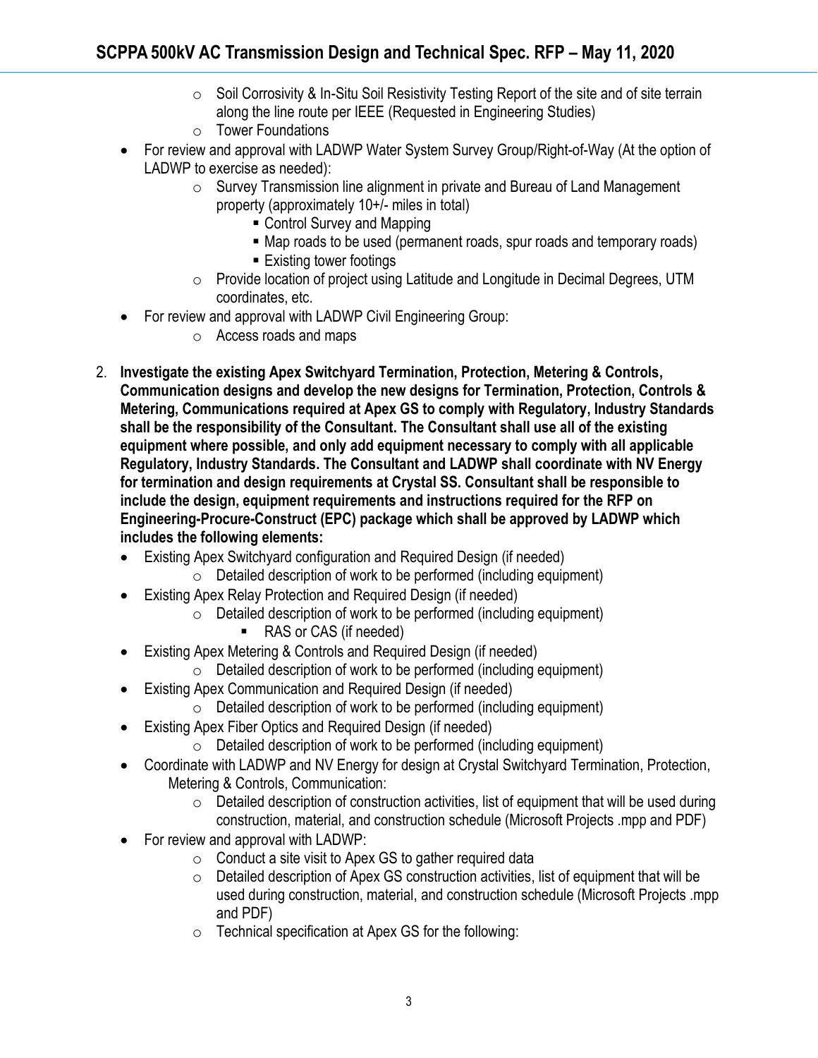- Soil Corrosivity & In-Situ Soil Resistivity Testing Report of the site and of site terrain along the line route per IEEE (Requested in Engineering Studies)
    - Tower Foundations
- For review and approval with LADWP Water System Survey Group/Right-of-Way (At the option of LADWP to exercise as needed):
    - Survey Transmission line alignment in private and Bureau of Land Management property (approximately 10+/- miles in total)
        - Control Survey and Mapping
        - Map roads to be used (permanent roads, spur roads and temporary roads)
        - Existing tower footings
    - Provide location of project using Latitude and Longitude in Decimal Degrees, UTM coordinates, etc.
- For review and approval with LADWP Civil Engineering Group:
    - Access roads and maps

2. **Investigate the existing Apex Switchyard Termination, Protection, Metering & Controls, Communication designs and develop the new designs for Termination, Protection, Controls & Metering, Communications required at Apex GS to comply with Regulatory, Industry Standards shall be the responsibility of the Consultant. The Consultant shall use all of the existing equipment where possible, and only add equipment necessary to comply with all applicable Regulatory, Industry Standards. The Consultant and LADWP shall coordinate with NV Energy for termination and design requirements at Crystal SS. Consultant shall be responsible to include the design, equipment requirements and instructions required for the RFP on Engineering-Procure-Construct (EPC) package which shall be approved by LADWP which includes the following elements:**
    - Existing Apex Switchyard configuration and Required Design (if needed)
        - Detailed description of work to be performed (including equipment)
    - Existing Apex Relay Protection and Required Design (if needed)
        - Detailed description of work to be performed (including equipment)
            - RAS or CAS (if needed)
    - Existing Apex Metering & Controls and Required Design (if needed)
        - Detailed description of work to be performed (including equipment)
    - Existing Apex Communication and Required Design (if needed)
        - Detailed description of work to be performed (including equipment)
    - Existing Apex Fiber Optics and Required Design (if needed)
        - Detailed description of work to be performed (including equipment)
    - Coordinate with LADWP and NV Energy for design at Crystal Switchyard Termination, Protection, Metering & Controls, Communication:
        - Detailed description of construction activities, list of equipment that will be used during construction, material, and construction schedule (Microsoft Projects .mpp and PDF)
    - For review and approval with LADWP:
        - Conduct a site visit to Apex GS to gather required data
        - Detailed description of Apex GS construction activities, list of equipment that will be used during construction, material, and construction schedule (Microsoft Projects .mpp and PDF)
        - Technical specification at Apex GS for the following: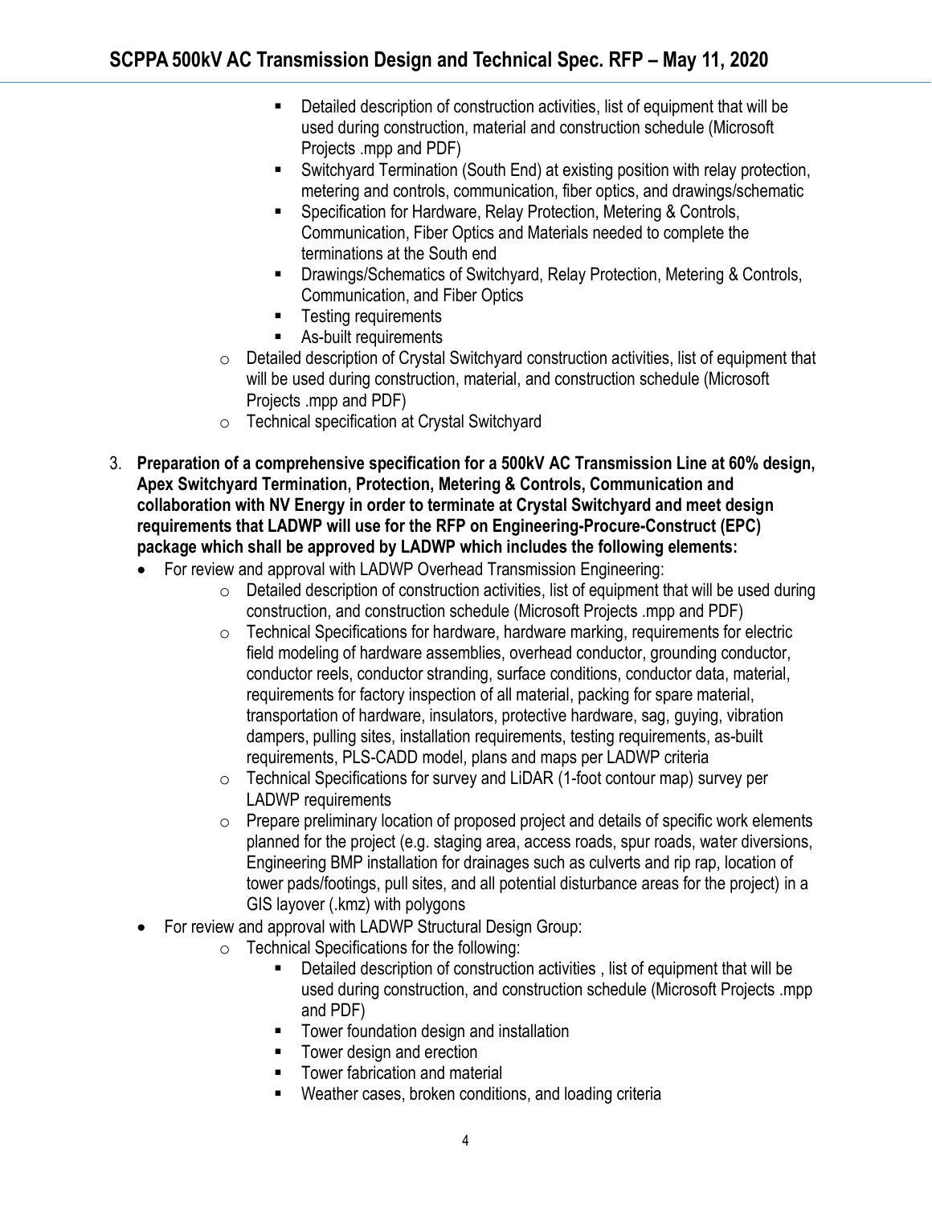- Detailed description of construction activities, list of equipment that will be used during construction, material and construction schedule (Microsoft Projects .mpp and PDF)
        - Switchyard Termination (South End) at existing position with relay protection, metering and controls, communication, fiber optics, and drawings/schematic
        - Specification for Hardware, Relay Protection, Metering & Controls, Communication, Fiber Optics and Materials needed to complete the terminations at the South end
        - Drawings/Schematics of Switchyard, Relay Protection, Metering & Controls, Communication, and Fiber Optics
        - Testing requirements
        - As-built requirements
    - Detailed description of Crystal Switchyard construction activities, list of equipment that will be used during construction, material, and construction schedule (Microsoft Projects .mpp and PDF)
    - Technical specification at Crystal Switchyard

3. **Preparation of a comprehensive specification for a 500kV AC Transmission Line at 60% design, Apex Switchyard Termination, Protection, Metering & Controls, Communication and collaboration with NV Energy in order to terminate at Crystal Switchyard and meet design requirements that LADWP will use for the RFP on Engineering-Procure-Construct (EPC) package which shall be approved by LADWP which includes the following elements:**
    - For review and approval with LADWP Overhead Transmission Engineering:
        - Detailed description of construction activities, list of equipment that will be used during construction, and construction schedule (Microsoft Projects .mpp and PDF)
        - Technical Specifications for hardware, hardware marking, requirements for electric field modeling of hardware assemblies, overhead conductor, grounding conductor, conductor reels, conductor stranding, surface conditions, conductor data, material, requirements for factory inspection of all material, packing for spare material, transportation of hardware, insulators, protective hardware, sag, guying, vibration dampers, pulling sites, installation requirements, testing requirements, as-built requirements, PLS-CADD model, plans and maps per LADWP criteria
        - Technical Specifications for survey and LiDAR (1-foot contour map) survey per LADWP requirements
        - Prepare preliminary location of proposed project and details of specific work elements planned for the project (e.g. staging area, access roads, spur roads, water diversions, Engineering BMP installation for drainages such as culverts and rip rap, location of tower pads/footings, pull sites, and all potential disturbance areas for the project) in a GIS layover (.kmz) with polygons
    - For review and approval with LADWP Structural Design Group:
        - Technical Specifications for the following:
            - Detailed description of construction activities , list of equipment that will be used during construction, and construction schedule (Microsoft Projects .mpp and PDF)
            - Tower foundation design and installation
            - Tower design and erection
            - Tower fabrication and material
            - Weather cases, broken conditions, and loading criteria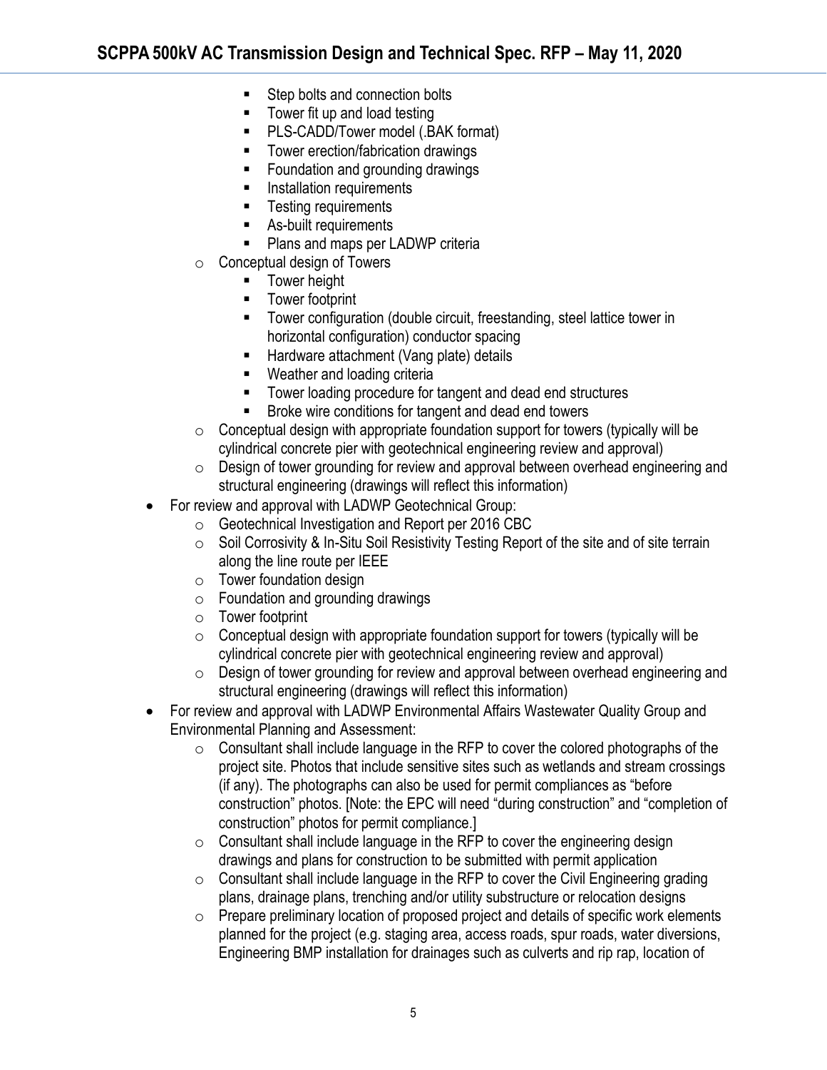- Step bolts and connection bolts
        - Tower fit up and load testing
        - PLS-CADD/Tower model (.BAK format)
        - Tower erection/fabrication drawings
        - Foundation and grounding drawings
        - Installation requirements
        - Testing requirements
        - As-built requirements
        - Plans and maps per LADWP criteria
    - Conceptual design of Towers
        - Tower height
        - Tower footprint
        - Tower configuration (double circuit, freestanding, steel lattice tower in horizontal configuration) conductor spacing
        - Hardware attachment (Vang plate) details
        - Weather and loading criteria
        - Tower loading procedure for tangent and dead end structures
        - Broke wire conditions for tangent and dead end towers
    - Conceptual design with appropriate foundation support for towers (typically will be cylindrical concrete pier with geotechnical engineering review and approval)
    - Design of tower grounding for review and approval between overhead engineering and structural engineering (drawings will reflect this information)
- For review and approval with LADWP Geotechnical Group:
    - Geotechnical Investigation and Report per 2016 CBC
    - Soil Corrosivity & In-Situ Soil Resistivity Testing Report of the site and of site terrain along the line route per IEEE
    - Tower foundation design
    - Foundation and grounding drawings
    - Tower footprint
    - Conceptual design with appropriate foundation support for towers (typically will be cylindrical concrete pier with geotechnical engineering review and approval)
    - Design of tower grounding for review and approval between overhead engineering and structural engineering (drawings will reflect this information)
- For review and approval with LADWP Environmental Affairs Wastewater Quality Group and Environmental Planning and Assessment:
    - Consultant shall include language in the RFP to cover the colored photographs of the project site. Photos that include sensitive sites such as wetlands and stream crossings (if any). The photographs can also be used for permit compliances as "before construction" photos. [Note: the EPC will need "during construction" and "completion of construction" photos for permit compliance.]
    - Consultant shall include language in the RFP to cover the engineering design drawings and plans for construction to be submitted with permit application
    - Consultant shall include language in the RFP to cover the Civil Engineering grading plans, drainage plans, trenching and/or utility substructure or relocation designs
    - Prepare preliminary location of proposed project and details of specific work elements planned for the project (e.g. staging area, access roads, spur roads, water diversions, Engineering BMP installation for drainages such as culverts and rip rap, location of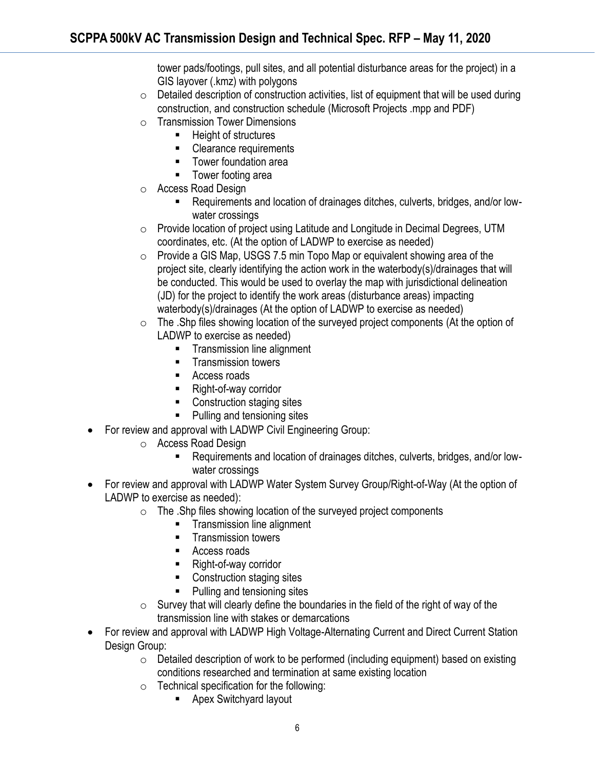tower pads/footings, pull sites, and all potential disturbance areas for the project) in a GIS layover (.kmz) with polygons

  - Detailed description of construction activities, list of equipment that will be used during construction, and construction schedule (Microsoft Projects .mpp and PDF)
  - Transmission Tower Dimensions
    - Height of structures
    - Clearance requirements
    - Tower foundation area
    - Tower footing area
  - Access Road Design
    - Requirements and location of drainages ditches, culverts, bridges, and/or low-water crossings
  - Provide location of project using Latitude and Longitude in Decimal Degrees, UTM coordinates, etc. (At the option of LADWP to exercise as needed)
  - Provide a GIS Map, USGS 7.5 min Topo Map or equivalent showing area of the project site, clearly identifying the action work in the waterbody(s)/drainages that will be conducted. This would be used to overlay the map with jurisdictional delineation (JD) for the project to identify the work areas (disturbance areas) impacting waterbody(s)/drainages (At the option of LADWP to exercise as needed)
  - The .Shp files showing location of the surveyed project components (At the option of LADWP to exercise as needed)
    - Transmission line alignment
    - Transmission towers
    - Access roads
    - Right-of-way corridor
    - Construction staging sites
    - Pulling and tensioning sites
- For review and approval with LADWP Civil Engineering Group:
  - Access Road Design
    - Requirements and location of drainages ditches, culverts, bridges, and/or low-water crossings
- For review and approval with LADWP Water System Survey Group/Right-of-Way (At the option of LADWP to exercise as needed):
  - The .Shp files showing location of the surveyed project components
    - Transmission line alignment
    - Transmission towers
    - Access roads
    - Right-of-way corridor
    - Construction staging sites
    - Pulling and tensioning sites
  - Survey that will clearly define the boundaries in the field of the right of way of the transmission line with stakes or demarcations
- For review and approval with LADWP High Voltage-Alternating Current and Direct Current Station Design Group:
  - Detailed description of work to be performed (including equipment) based on existing conditions researched and termination at same existing location
  - Technical specification for the following:
    - Apex Switchyard layout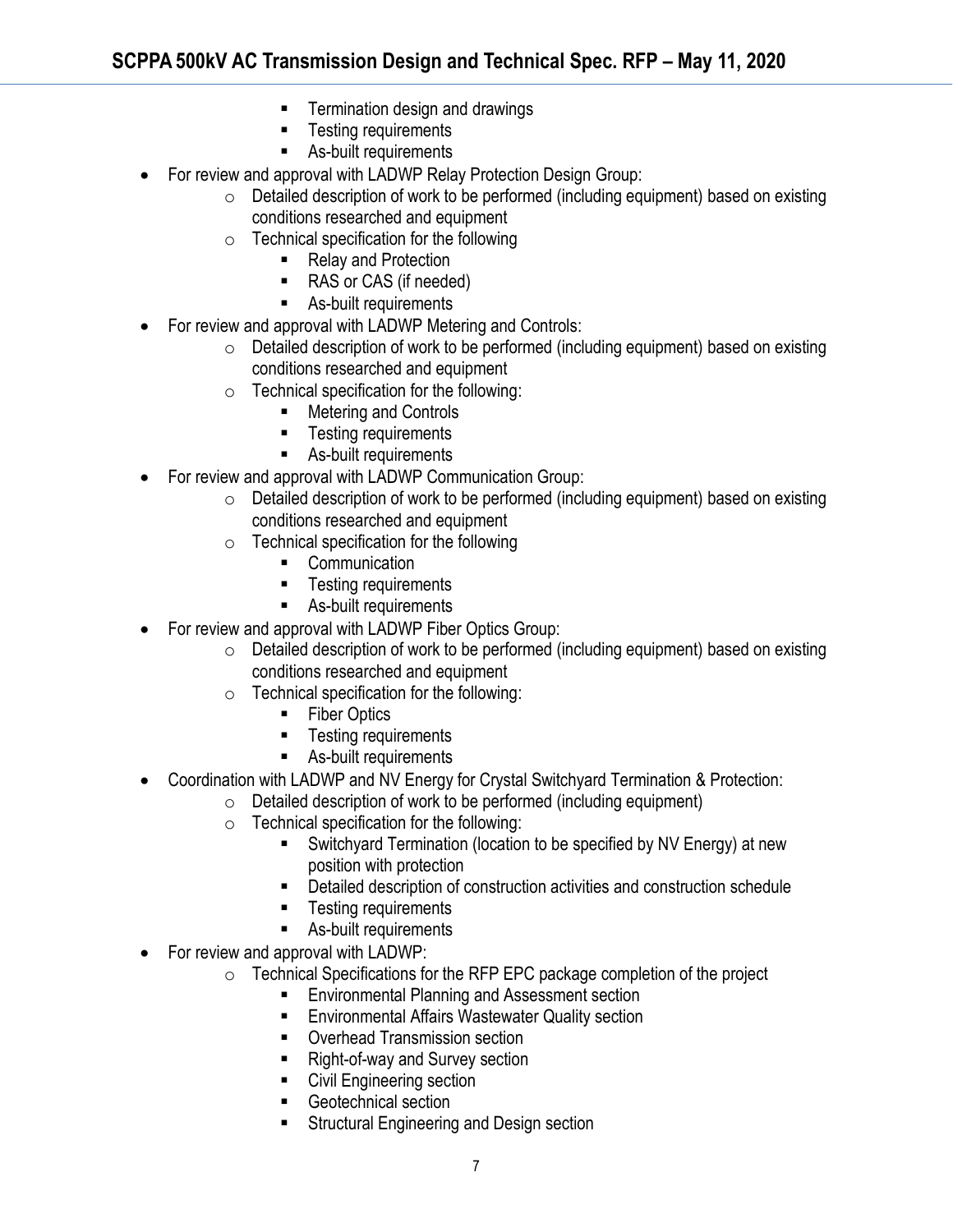- Termination design and drawings
        - Testing requirements
        - As-built requirements
- For review and approval with LADWP Relay Protection Design Group:
    - Detailed description of work to be performed (including equipment) based on existing conditions researched and equipment
    - Technical specification for the following
        - Relay and Protection
        - RAS or CAS (if needed)
        - As-built requirements
- For review and approval with LADWP Metering and Controls:
    - Detailed description of work to be performed (including equipment) based on existing conditions researched and equipment
    - Technical specification for the following:
        - Metering and Controls
        - Testing requirements
        - As-built requirements
- For review and approval with LADWP Communication Group:
    - Detailed description of work to be performed (including equipment) based on existing conditions researched and equipment
    - Technical specification for the following
        - Communication
        - Testing requirements
        - As-built requirements
- For review and approval with LADWP Fiber Optics Group:
    - Detailed description of work to be performed (including equipment) based on existing conditions researched and equipment
    - Technical specification for the following:
        - Fiber Optics
        - Testing requirements
        - As-built requirements
- Coordination with LADWP and NV Energy for Crystal Switchyard Termination & Protection:
    - Detailed description of work to be performed (including equipment)
    - Technical specification for the following:
        - Switchyard Termination (location to be specified by NV Energy) at new position with protection
        - Detailed description of construction activities and construction schedule
        - Testing requirements
        - As-built requirements
- For review and approval with LADWP:
    - Technical Specifications for the RFP EPC package completion of the project
        - Environmental Planning and Assessment section
        - Environmental Affairs Wastewater Quality section
        - Overhead Transmission section
        - Right-of-way and Survey section
        - Civil Engineering section
        - Geotechnical section
        - Structural Engineering and Design section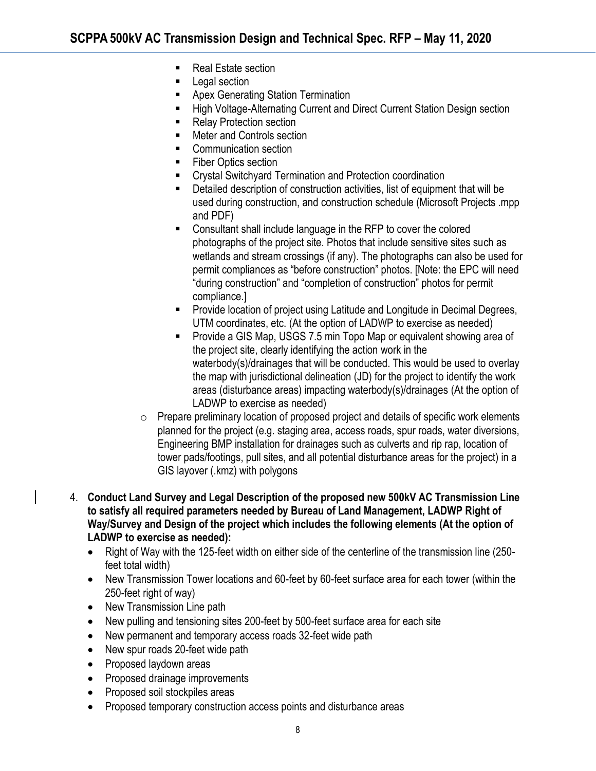- Real Estate section
    - Legal section
    - Apex Generating Station Termination
    - High Voltage-Alternating Current and Direct Current Station Design section
    - Relay Protection section
    - Meter and Controls section
    - Communication section
    - Fiber Optics section
    - Crystal Switchyard Termination and Protection coordination
    - Detailed description of construction activities, list of equipment that will be used during construction, and construction schedule (Microsoft Projects .mpp and PDF)
    - Consultant shall include language in the RFP to cover the colored photographs of the project site. Photos that include sensitive sites such as wetlands and stream crossings (if any). The photographs can also be used for permit compliances as "before construction" photos. [Note: the EPC will need "during construction" and "completion of construction" photos for permit compliance.]
    - Provide location of project using Latitude and Longitude in Decimal Degrees, UTM coordinates, etc. (At the option of LADWP to exercise as needed)
    - Provide a GIS Map, USGS 7.5 min Topo Map or equivalent showing area of the project site, clearly identifying the action work in the waterbody(s)/drainages that will be conducted. This would be used to overlay the map with jurisdictional delineation (JD) for the project to identify the work areas (disturbance areas) impacting waterbody(s)/drainages (At the option of LADWP to exercise as needed)
  - Prepare preliminary location of proposed project and details of specific work elements planned for the project (e.g. staging area, access roads, spur roads, water diversions, Engineering BMP installation for drainages such as culverts and rip rap, location of tower pads/footings, pull sites, and all potential disturbance areas for the project) in a GIS layover (.kmz) with polygons

4. **Conduct Land Survey and Legal Description of the proposed new 500kV AC Transmission Line to satisfy all required parameters needed by Bureau of Land Management, LADWP Right of Way/Survey and Design of the project which includes the following elements (At the option of LADWP to exercise as needed):**
   - Right of Way with the 125-feet width on either side of the centerline of the transmission line (250-feet total width)
   - New Transmission Tower locations and 60-feet by 60-feet surface area for each tower (within the 250-feet right of way)
   - New Transmission Line path
   - New pulling and tensioning sites 200-feet by 500-feet surface area for each site
   - New permanent and temporary access roads 32-feet wide path
   - New spur roads 20-feet wide path
   - Proposed laydown areas
   - Proposed drainage improvements
   - Proposed soil stockpiles areas
   - Proposed temporary construction access points and disturbance areas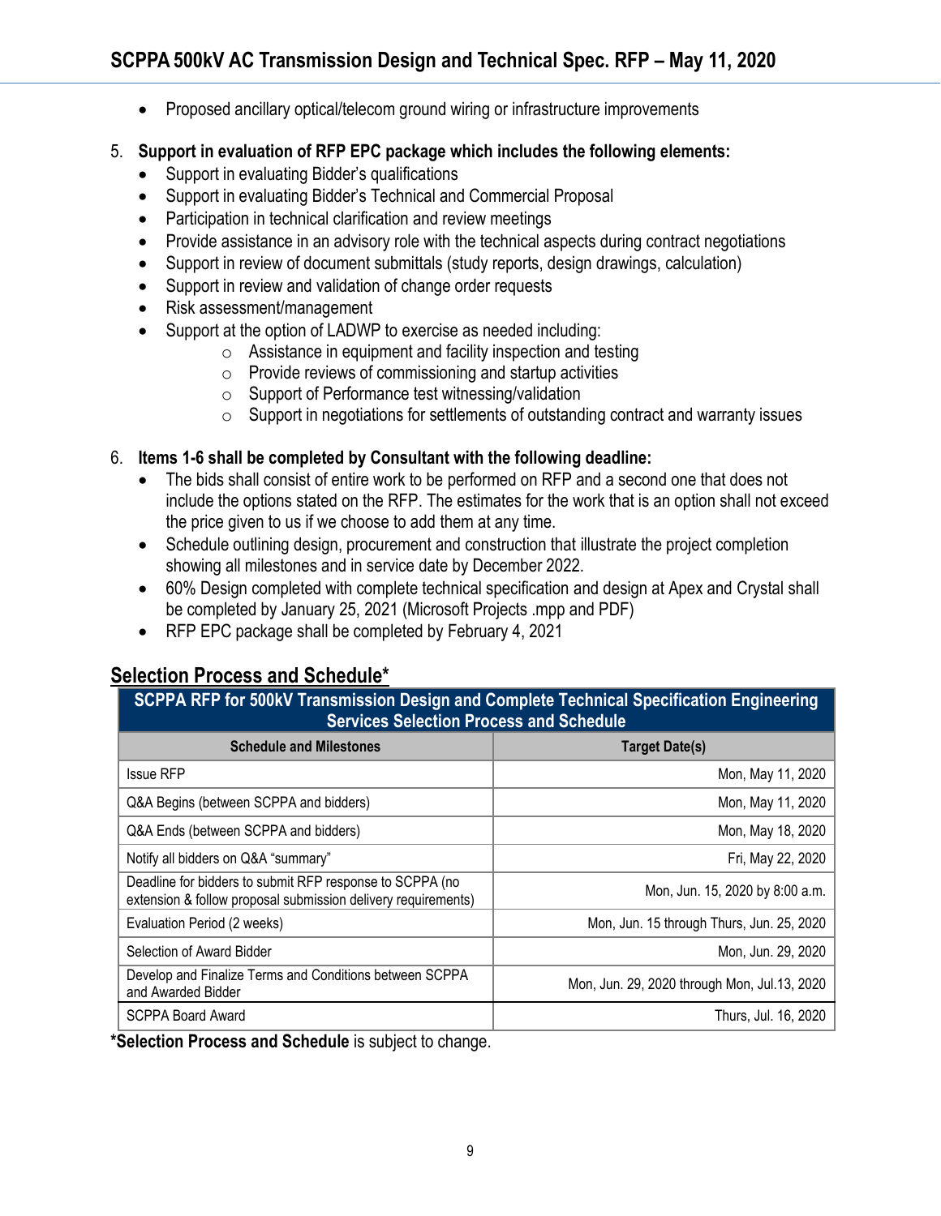- Proposed ancillary optical/telecom ground wiring or infrastructure improvements

5. **Support in evaluation of RFP EPC package which includes the following elements:**
   - Support in evaluating Bidder's qualifications
   - Support in evaluating Bidder's Technical and Commercial Proposal
   - Participation in technical clarification and review meetings
   - Provide assistance in an advisory role with the technical aspects during contract negotiations
   - Support in review of document submittals (study reports, design drawings, calculation)
   - Support in review and validation of change order requests
   - Risk assessment/management
   - Support at the option of LADWP to exercise as needed including:
     - Assistance in equipment and facility inspection and testing
     - Provide reviews of commissioning and startup activities
     - Support of Performance test witnessing/validation
     - Support in negotiations for settlements of outstanding contract and warranty issues

6. **Items 1-6 shall be completed by Consultant with the following deadline:**
   - The bids shall consist of entire work to be performed on RFP and a second one that does not include the options stated on the RFP. The estimates for the work that is an option shall not exceed the price given to us if we choose to add them at any time.
   - Schedule outlining design, procurement and construction that illustrate the project completion showing all milestones and in service date by December 2022.
   - 60% Design completed with complete technical specification and design at Apex and Crystal shall be completed by January 25, 2021 (Microsoft Projects .mpp and PDF)
   - RFP EPC package shall be completed by February 4, 2021

## Selection Process and Schedule*

| SCPPA RFP for 500kV Transmission Design and Complete Technical Specification Engineering Services Selection Process and Schedule | |
|---|---|
| **Schedule and Milestones** | **Target Date(s)** |
| Issue RFP | Mon, May 11, 2020 |
| Q&A Begins (between SCPPA and bidders) | Mon, May 11, 2020 |
| Q&A Ends (between SCPPA and bidders) | Mon, May 18, 2020 |
| Notify all bidders on Q&A "summary" | Fri, May 22, 2020 |
| Deadline for bidders to submit RFP response to SCPPA (no extension & follow proposal submission delivery requirements) | Mon, Jun. 15, 2020 by 8:00 a.m. |
| Evaluation Period (2 weeks) | Mon, Jun. 15 through Thurs, Jun. 25, 2020 |
| Selection of Award Bidder | Mon, Jun. 29, 2020 |
| Develop and Finalize Terms and Conditions between SCPPA and Awarded Bidder | Mon, Jun. 29, 2020 through Mon, Jul.13, 2020 |
| SCPPA Board Award | Thurs, Jul. 16, 2020 |

***Selection Process and Schedule** is subject to change.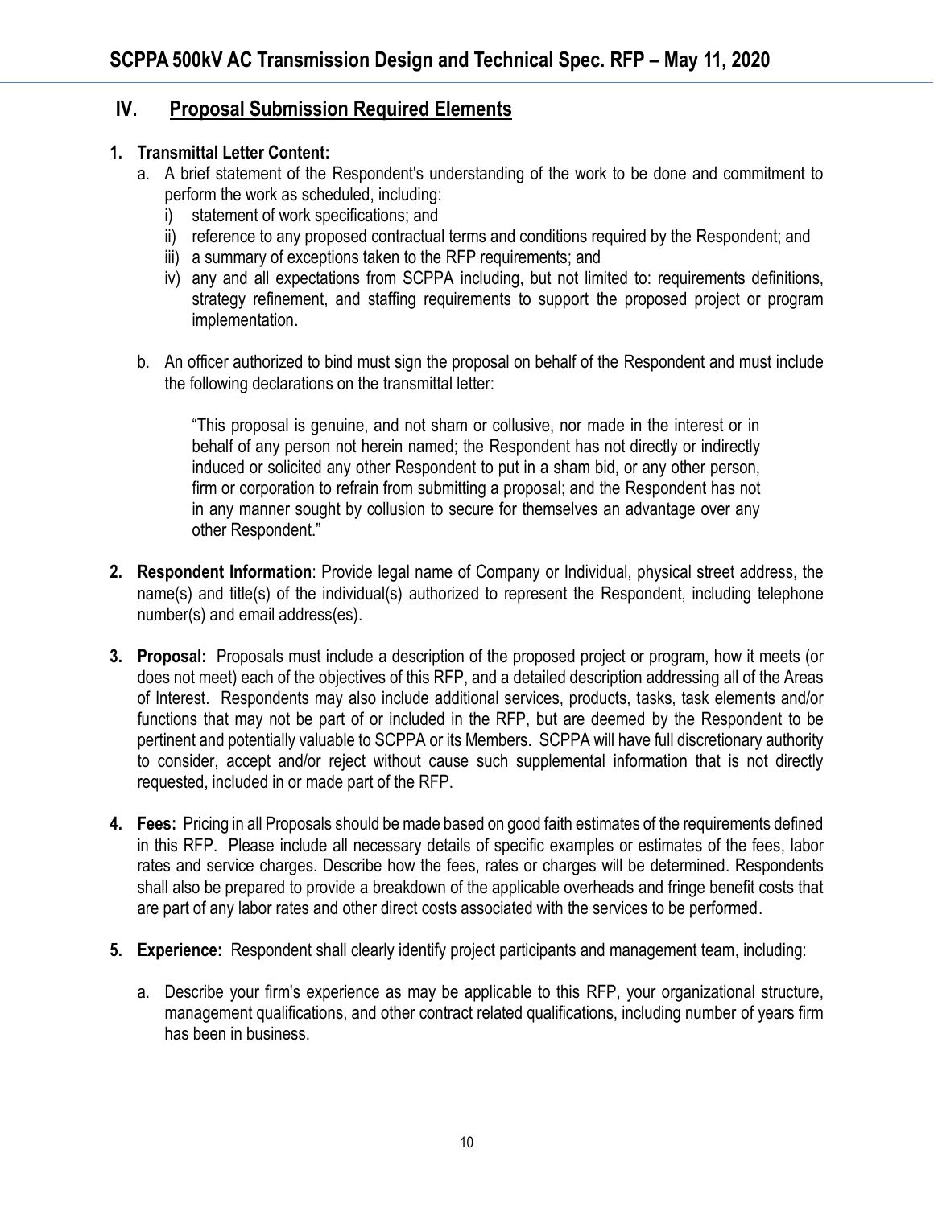## IV. Proposal Submission Required Elements

1. **Transmittal Letter Content:**
   a. A brief statement of the Respondent's understanding of the work to be done and commitment to perform the work as scheduled, including:
      i) statement of work specifications; and
      ii) reference to any proposed contractual terms and conditions required by the Respondent; and
      iii) a summary of exceptions taken to the RFP requirements; and
      iv) any and all expectations from SCPPA including, but not limited to: requirements definitions, strategy refinement, and staffing requirements to support the proposed project or program implementation.

   b. An officer authorized to bind must sign the proposal on behalf of the Respondent and must include the following declarations on the transmittal letter:

      "This proposal is genuine, and not sham or collusive, nor made in the interest or in behalf of any person not herein named; the Respondent has not directly or indirectly induced or solicited any other Respondent to put in a sham bid, or any other person, firm or corporation to refrain from submitting a proposal; and the Respondent has not in any manner sought by collusion to secure for themselves an advantage over any other Respondent."

2. **Respondent Information**: Provide legal name of Company or Individual, physical street address, the name(s) and title(s) of the individual(s) authorized to represent the Respondent, including telephone number(s) and email address(es).

3. **Proposal:** Proposals must include a description of the proposed project or program, how it meets (or does not meet) each of the objectives of this RFP, and a detailed description addressing all of the Areas of Interest. Respondents may also include additional services, products, tasks, task elements and/or functions that may not be part of or included in the RFP, but are deemed by the Respondent to be pertinent and potentially valuable to SCPPA or its Members. SCPPA will have full discretionary authority to consider, accept and/or reject without cause such supplemental information that is not directly requested, included in or made part of the RFP.

4. **Fees:** Pricing in all Proposals should be made based on good faith estimates of the requirements defined in this RFP. Please include all necessary details of specific examples or estimates of the fees, labor rates and service charges. Describe how the fees, rates or charges will be determined. Respondents shall also be prepared to provide a breakdown of the applicable overheads and fringe benefit costs that are part of any labor rates and other direct costs associated with the services to be performed.

5. **Experience:** Respondent shall clearly identify project participants and management team, including:

   a. Describe your firm's experience as may be applicable to this RFP, your organizational structure, management qualifications, and other contract related qualifications, including number of years firm has been in business.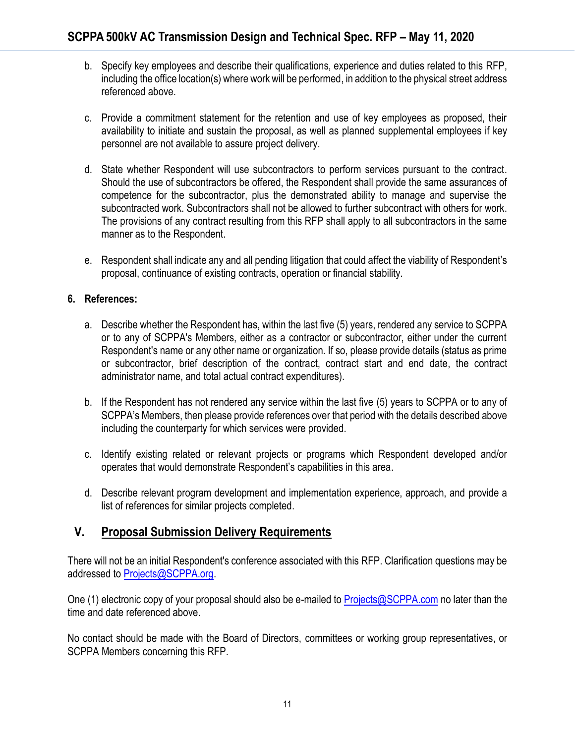b. Specify key employees and describe their qualifications, experience and duties related to this RFP, including the office location(s) where work will be performed, in addition to the physical street address referenced above.

c. Provide a commitment statement for the retention and use of key employees as proposed, their availability to initiate and sustain the proposal, as well as planned supplemental employees if key personnel are not available to assure project delivery.

d. State whether Respondent will use subcontractors to perform services pursuant to the contract. Should the use of subcontractors be offered, the Respondent shall provide the same assurances of competence for the subcontractor, plus the demonstrated ability to manage and supervise the subcontracted work. Subcontractors shall not be allowed to further subcontract with others for work. The provisions of any contract resulting from this RFP shall apply to all subcontractors in the same manner as to the Respondent.

e. Respondent shall indicate any and all pending litigation that could affect the viability of Respondent's proposal, continuance of existing contracts, operation or financial stability.

**6. References:**

a. Describe whether the Respondent has, within the last five (5) years, rendered any service to SCPPA or to any of SCPPA's Members, either as a contractor or subcontractor, either under the current Respondent's name or any other name or organization. If so, please provide details (status as prime or subcontractor, brief description of the contract, contract start and end date, the contract administrator name, and total actual contract expenditures).

b. If the Respondent has not rendered any service within the last five (5) years to SCPPA or to any of SCPPA's Members, then please provide references over that period with the details described above including the counterparty for which services were provided.

c. Identify existing related or relevant projects or programs which Respondent developed and/or operates that would demonstrate Respondent's capabilities in this area.

d. Describe relevant program development and implementation experience, approach, and provide a list of references for similar projects completed.

## V. Proposal Submission Delivery Requirements

There will not be an initial Respondent's conference associated with this RFP. Clarification questions may be addressed to Projects@SCPPA.org.

One (1) electronic copy of your proposal should also be e-mailed to Projects@SCPPA.com no later than the time and date referenced above.

No contact should be made with the Board of Directors, committees or working group representatives, or SCPPA Members concerning this RFP.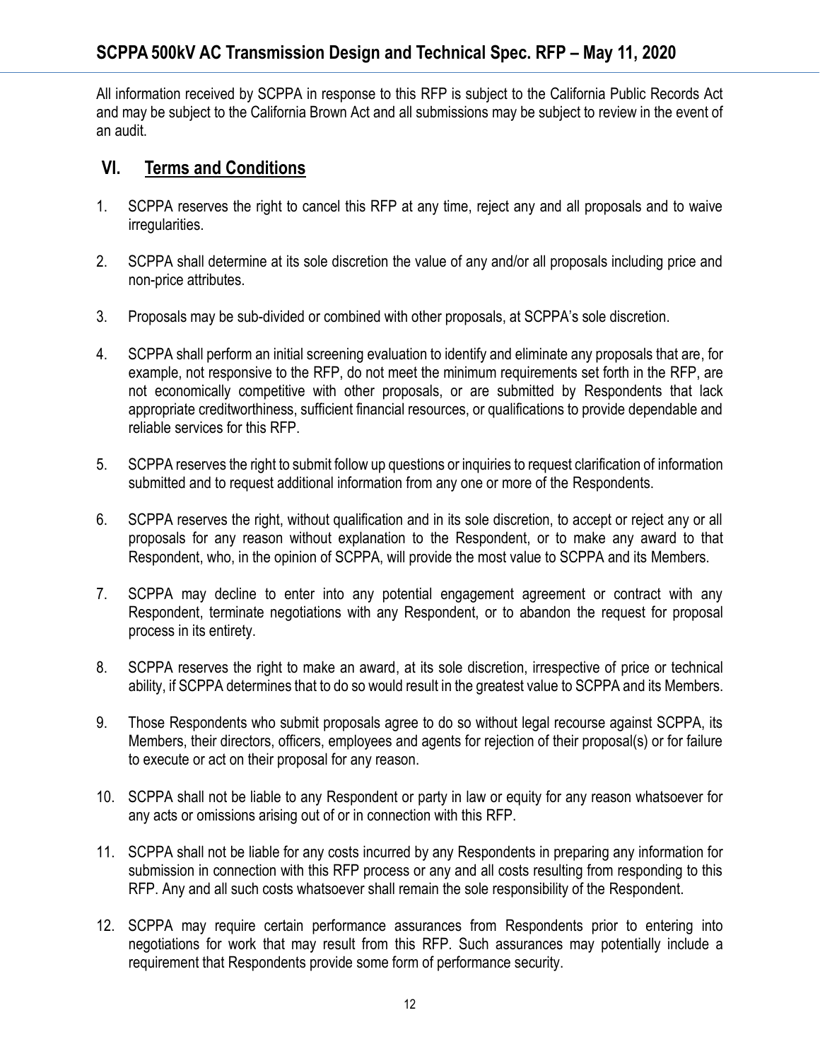All information received by SCPPA in response to this RFP is subject to the California Public Records Act and may be subject to the California Brown Act and all submissions may be subject to review in the event of an audit.

## VI. Terms and Conditions

1. SCPPA reserves the right to cancel this RFP at any time, reject any and all proposals and to waive irregularities.

2. SCPPA shall determine at its sole discretion the value of any and/or all proposals including price and non-price attributes.

3. Proposals may be sub-divided or combined with other proposals, at SCPPA's sole discretion.

4. SCPPA shall perform an initial screening evaluation to identify and eliminate any proposals that are, for example, not responsive to the RFP, do not meet the minimum requirements set forth in the RFP, are not economically competitive with other proposals, or are submitted by Respondents that lack appropriate creditworthiness, sufficient financial resources, or qualifications to provide dependable and reliable services for this RFP.

5. SCPPA reserves the right to submit follow up questions or inquiries to request clarification of information submitted and to request additional information from any one or more of the Respondents.

6. SCPPA reserves the right, without qualification and in its sole discretion, to accept or reject any or all proposals for any reason without explanation to the Respondent, or to make any award to that Respondent, who, in the opinion of SCPPA, will provide the most value to SCPPA and its Members.

7. SCPPA may decline to enter into any potential engagement agreement or contract with any Respondent, terminate negotiations with any Respondent, or to abandon the request for proposal process in its entirety.

8. SCPPA reserves the right to make an award, at its sole discretion, irrespective of price or technical ability, if SCPPA determines that to do so would result in the greatest value to SCPPA and its Members.

9. Those Respondents who submit proposals agree to do so without legal recourse against SCPPA, its Members, their directors, officers, employees and agents for rejection of their proposal(s) or for failure to execute or act on their proposal for any reason.

10. SCPPA shall not be liable to any Respondent or party in law or equity for any reason whatsoever for any acts or omissions arising out of or in connection with this RFP.

11. SCPPA shall not be liable for any costs incurred by any Respondents in preparing any information for submission in connection with this RFP process or any and all costs resulting from responding to this RFP. Any and all such costs whatsoever shall remain the sole responsibility of the Respondent.

12. SCPPA may require certain performance assurances from Respondents prior to entering into negotiations for work that may result from this RFP. Such assurances may potentially include a requirement that Respondents provide some form of performance security.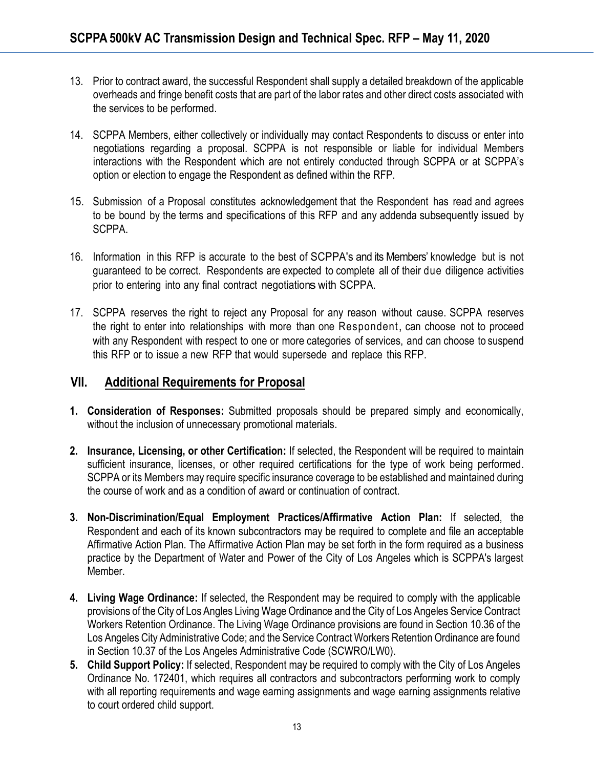13. Prior to contract award, the successful Respondent shall supply a detailed breakdown of the applicable overheads and fringe benefit costs that are part of the labor rates and other direct costs associated with the services to be performed.

14. SCPPA Members, either collectively or individually may contact Respondents to discuss or enter into negotiations regarding a proposal. SCPPA is not responsible or liable for individual Members interactions with the Respondent which are not entirely conducted through SCPPA or at SCPPA's option or election to engage the Respondent as defined within the RFP.

15. Submission of a Proposal constitutes acknowledgement that the Respondent has read and agrees to be bound by the terms and specifications of this RFP and any addenda subsequently issued by SCPPA.

16. Information in this RFP is accurate to the best of SCPPA's and its Members' knowledge but is not guaranteed to be correct. Respondents are expected to complete all of their due diligence activities prior to entering into any final contract negotiations with SCPPA.

17. SCPPA reserves the right to reject any Proposal for any reason without cause. SCPPA reserves the right to enter into relationships with more than one Respondent, can choose not to proceed with any Respondent with respect to one or more categories of services, and can choose to suspend this RFP or to issue a new RFP that would supersede and replace this RFP.

## VII. Additional Requirements for Proposal

1. **Consideration of Responses:** Submitted proposals should be prepared simply and economically, without the inclusion of unnecessary promotional materials.

2. **Insurance, Licensing, or other Certification:** If selected, the Respondent will be required to maintain sufficient insurance, licenses, or other required certifications for the type of work being performed. SCPPA or its Members may require specific insurance coverage to be established and maintained during the course of work and as a condition of award or continuation of contract.

3. **Non-Discrimination/Equal Employment Practices/Affirmative Action Plan:** If selected, the Respondent and each of its known subcontractors may be required to complete and file an acceptable Affirmative Action Plan. The Affirmative Action Plan may be set forth in the form required as a business practice by the Department of Water and Power of the City of Los Angeles which is SCPPA's largest Member.

4. **Living Wage Ordinance:** If selected, the Respondent may be required to comply with the applicable provisions of the City of Los Angles Living Wage Ordinance and the City of Los Angeles Service Contract Workers Retention Ordinance. The Living Wage Ordinance provisions are found in Section 10.36 of the Los Angeles City Administrative Code; and the Service Contract Workers Retention Ordinance are found in Section 10.37 of the Los Angeles Administrative Code (SCWRO/LW0).

5. **Child Support Policy:** If selected, Respondent may be required to comply with the City of Los Angeles Ordinance No. 172401, which requires all contractors and subcontractors performing work to comply with all reporting requirements and wage earning assignments and wage earning assignments relative to court ordered child support.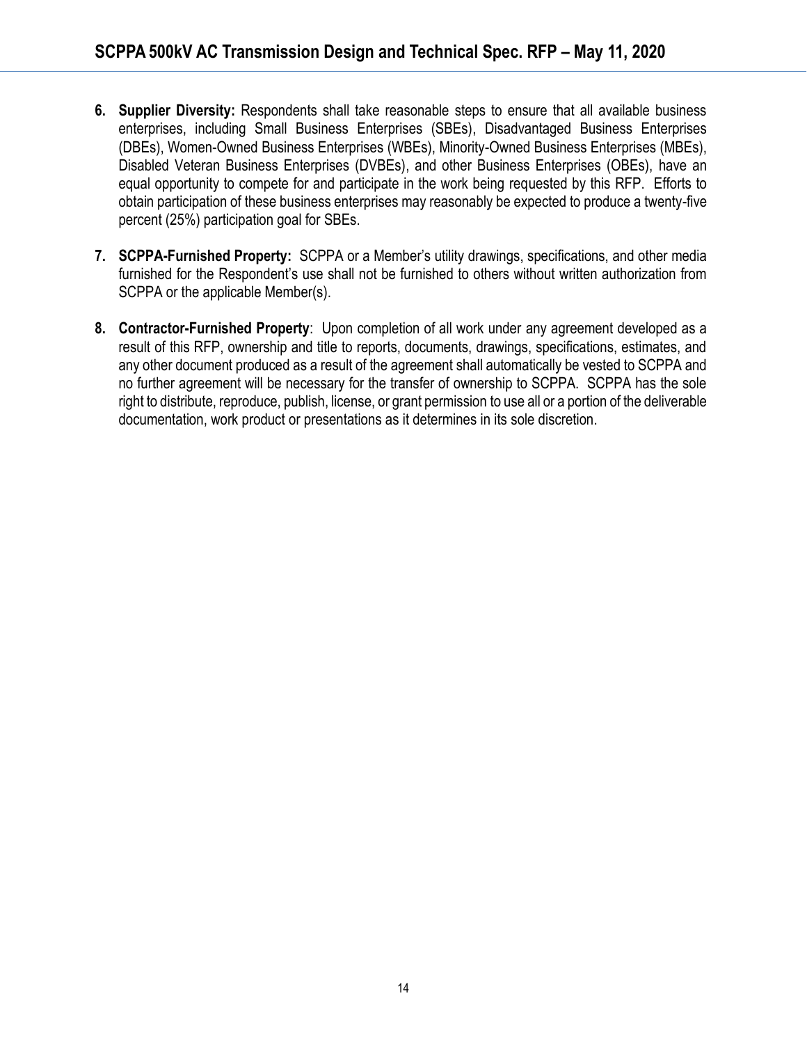6. **Supplier Diversity:** Respondents shall take reasonable steps to ensure that all available business enterprises, including Small Business Enterprises (SBEs), Disadvantaged Business Enterprises (DBEs), Women-Owned Business Enterprises (WBEs), Minority-Owned Business Enterprises (MBEs), Disabled Veteran Business Enterprises (DVBEs), and other Business Enterprises (OBEs), have an equal opportunity to compete for and participate in the work being requested by this RFP. Efforts to obtain participation of these business enterprises may reasonably be expected to produce a twenty-five percent (25%) participation goal for SBEs.

7. **SCPPA-Furnished Property:** SCPPA or a Member's utility drawings, specifications, and other media furnished for the Respondent's use shall not be furnished to others without written authorization from SCPPA or the applicable Member(s).

8. **Contractor-Furnished Property**: Upon completion of all work under any agreement developed as a result of this RFP, ownership and title to reports, documents, drawings, specifications, estimates, and any other document produced as a result of the agreement shall automatically be vested to SCPPA and no further agreement will be necessary for the transfer of ownership to SCPPA. SCPPA has the sole right to distribute, reproduce, publish, license, or grant permission to use all or a portion of the deliverable documentation, work product or presentations as it determines in its sole discretion.